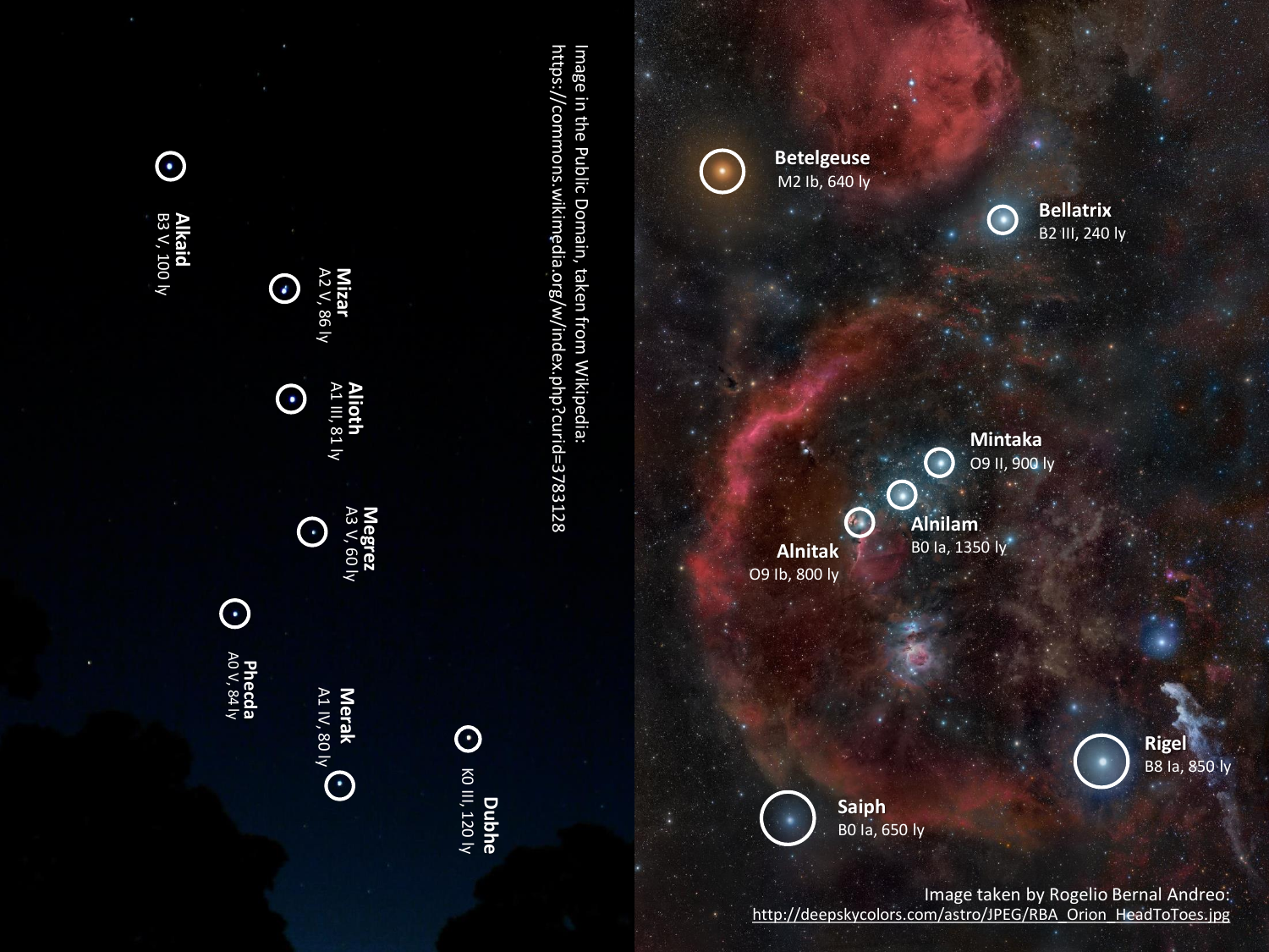Image in the Public Domain, taken from Wikipedia:
https://commons.wikimedia.org/w/index.php?curid=3783128

**Alkaid**
B3 V, 100 ly

**Mizar**
A2 V, 86 ly

**Alioth**
A1 III, 81 ly

**Megrez**
A3 V, 60 ly

**Phecda**
A0 V, 84 ly

**Merak**
A1 IV, 80 ly

**Dubhe**
K0 III, 120 ly

**Betelgeuse**
M2 Ib, 640 ly

**Bellatrix**
B2 III, 240 ly

**Mintaka**
O9 II, 900 ly

**Alnilam**
B0 Ia, 1350 ly

**Alnitak**
O9 Ib, 800 ly

**Rigel**
B8 Ia, 850 ly

**Saiph**
B0 Ia, 650 ly

Image taken by Rogelio Bernal Andreo:
http://deepskycolors.com/astro/JPEG/RBA_Orion_HeadToToes.jpg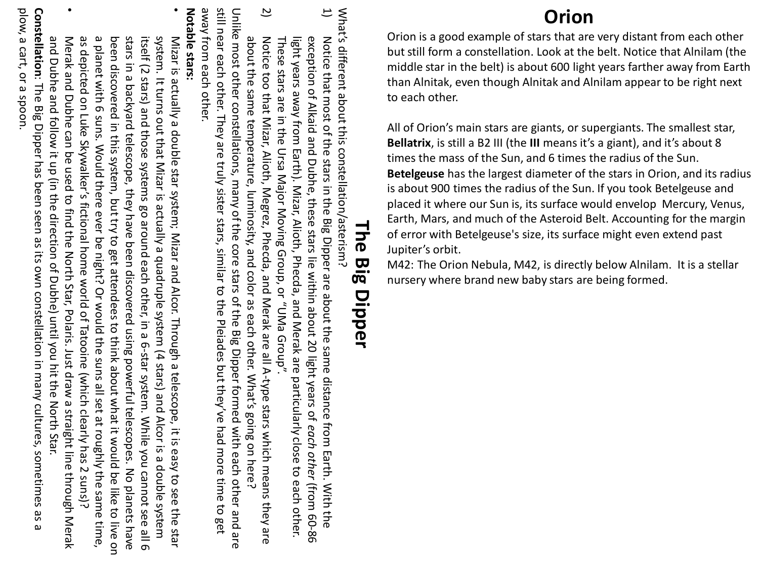# The Big Dipper

What's different about this constellation/asterism?

1) Notice that most of the stars in the Big Dipper are about the same distance from Earth. With the exception of Alkaid and Dubhe, these stars lie within about 20 light years of *each other* (from 60-86 light years away from Earth). Mizar, Alioth, Phecda, and Merak are particularly close to each other. These stars are in the Ursa Major Moving Group, or "UMa Group".
2) Notice too that Mizar, Alioth, Megrez, Phecda, and Merak are all A-type stars which means they are about the same temperature, luminosity, and color as each other. What's going on here?

Unlike most other constellations, many of the core stars of the Big Dipper formed with each other and are still near each other. They are truly sister stars, similar to the Pleiades but they've had more time to get away from each other.

**Notable stars:**

- Mizar is actually a double star system; Mizar and Alcor. Through a telescope, it is easy to see the star system. It turns out that Mizar is actually a quadruple system (4 stars) and Alcor is a double system itself (2 stars) and those systems go around each other, in a 6-star system. While you cannot see all 6 stars in a backyard telescope, they have been discovered using powerful telescopes. No planets have been discovered in this system, but try to get attendees to think about what it would be like to live on a planet with 6 suns. Would there ever be night? Or would the suns all set at roughly the same time, as depicted on Luke Skywalker's fictional home world of Tatooine (which clearly has 2 suns)?
- Merak and Dubhe can be used to find the North Star, Polaris. Just draw a straight line through Merak and Dubhe and follow it up (in the direction of Dubhe) until you hit the North Star.

**Constellation**: The Big Dipper has been seen as its own constellation in many cultures, sometimes as a plow, a cart, or a spoon.

# Orion

Orion is a good example of stars that are very distant from each other but still form a constellation. Look at the belt. Notice that Alnilam (the middle star in the belt) is about 600 light years farther away from Earth than Alnitak, even though Alnitak and Alnilam appear to be right next to each other.

All of Orion's main stars are giants, or supergiants. The smallest star, **Bellatrix**, is still a B2 III (the **III** means it's a giant), and it's about 8 times the mass of the Sun, and 6 times the radius of the Sun. **Betelgeuse** has the largest diameter of the stars in Orion, and its radius is about 900 times the radius of the Sun. If you took Betelgeuse and placed it where our Sun is, its surface would envelop Mercury, Venus, Earth, Mars, and much of the Asteroid Belt. Accounting for the margin of error with Betelgeuse's size, its surface might even extend past Jupiter's orbit.

M42: The Orion Nebula, M42, is directly below Alnilam. It is a stellar nursery where brand new baby stars are being formed.